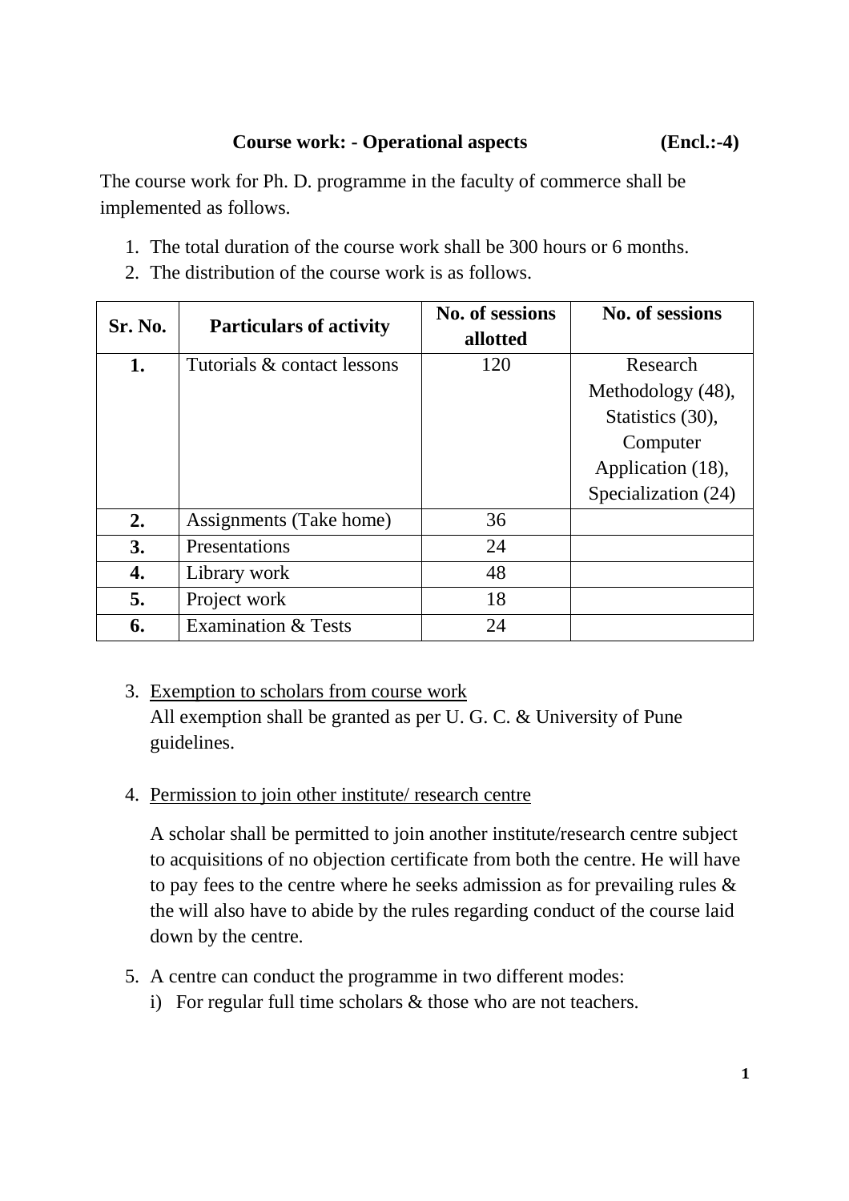**Course work: - Operational aspects (Encl.:-4)**

The course work for Ph. D. programme in the faculty of commerce shall be implemented as follows.

1. The total duration of the course work shall be 300 hours or 6 months.
2. The distribution of the course work is as follows.

| Sr. No. | Particulars of activity | No. of sessions allotted | No. of sessions |
|---|---|---|---|
| **1.** | Tutorials & contact lessons | 120 | Research Methodology (48), Statistics (30), Computer Application (18), Specialization (24) |
| **2.** | Assignments (Take home) | 36 | |
| **3.** | Presentations | 24 | |
| **4.** | Library work | 48 | |
| **5.** | Project work | 18 | |
| **6.** | Examination & Tests | 24 | |

3. Exemption to scholars from course work
   All exemption shall be granted as per U. G. C. & University of Pune guidelines.

4. Permission to join other institute/ research centre

   A scholar shall be permitted to join another institute/research centre subject to acquisitions of no objection certificate from both the centre. He will have to pay fees to the centre where he seeks admission as for prevailing rules & the will also have to abide by the rules regarding conduct of the course laid down by the centre.

5. A centre can conduct the programme in two different modes:
   i) For regular full time scholars & those who are not teachers.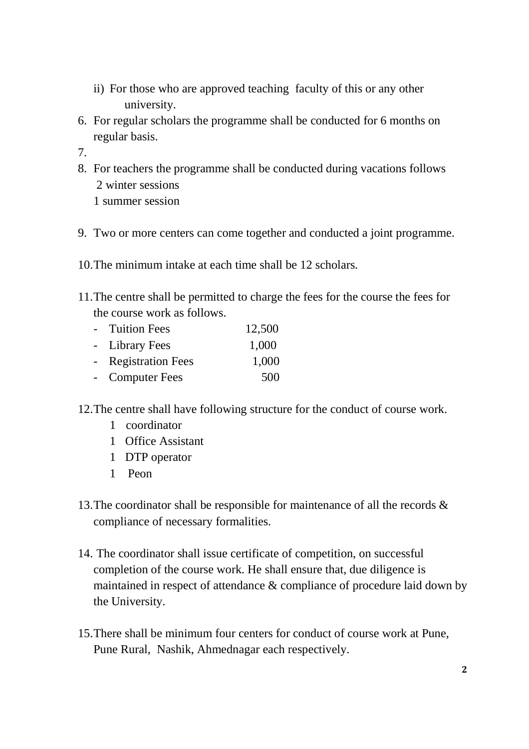ii) For those who are approved teaching faculty of this or any other university.

6. For regular scholars the programme shall be conducted for 6 months on regular basis.
7. 
8. For teachers the programme shall be conducted during vacations follows
   2 winter sessions
   1 summer session

9. Two or more centers can come together and conducted a joint programme.

10. The minimum intake at each time shall be 12 scholars.

11. The centre shall be permitted to charge the fees for the course the fees for the course work as follows.

    | | |
    |---|---|
    | - Tuition Fees | 12,500 |
    | - Library Fees | 1,000 |
    | - Registration Fees | 1,000 |
    | - Computer Fees | 500 |

12. The centre shall have following structure for the conduct of course work.
    1 coordinator
    1 Office Assistant
    1 DTP operator
    1 Peon

13. The coordinator shall be responsible for maintenance of all the records & compliance of necessary formalities.

14. The coordinator shall issue certificate of competition, on successful completion of the course work. He shall ensure that, due diligence is maintained in respect of attendance & compliance of procedure laid down by the University.

15. There shall be minimum four centers for conduct of course work at Pune, Pune Rural, Nashik, Ahmednagar each respectively.